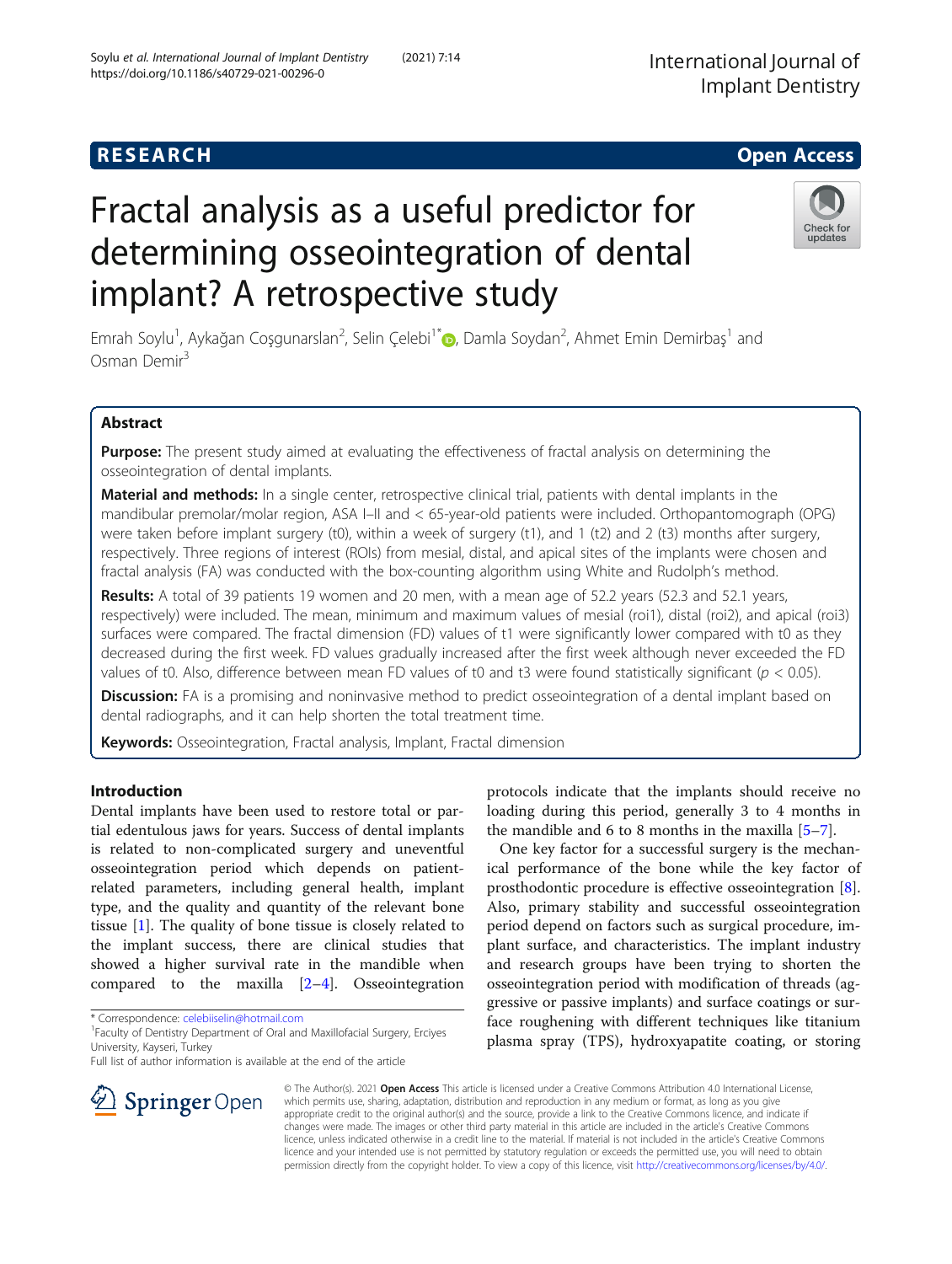RESEARCH Open Access

# Fractal analysis as a useful predictor for determining osseointegration of dental implant? A retrospective study

Emrah Soylu[1], Aykağan Coşgunarslan[2], Selin Çelebi[1*], Damla Soydan[2], Ahmet Emin Demirbaş[1] and Osman Demir[3]

## Abstract

**Purpose:** The present study aimed at evaluating the effectiveness of fractal analysis on determining the osseointegration of dental implants.

**Material and methods:** In a single center, retrospective clinical trial, patients with dental implants in the mandibular premolar/molar region, ASA I–II and < 65-year-old patients were included. Orthopantomograph (OPG) were taken before implant surgery (t0), within a week of surgery (t1), and 1 (t2) and 2 (t3) months after surgery, respectively. Three regions of interest (ROIs) from mesial, distal, and apical sites of the implants were chosen and fractal analysis (FA) was conducted with the box-counting algorithm using White and Rudolph's method.

**Results:** A total of 39 patients 19 women and 20 men, with a mean age of 52.2 years (52.3 and 52.1 years, respectively) were included. The mean, minimum and maximum values of mesial (roi1), distal (roi2), and apical (roi3) surfaces were compared. The fractal dimension (FD) values of t1 were significantly lower compared with t0 as they decreased during the first week. FD values gradually increased after the first week although never exceeded the FD values of t0. Also, difference between mean FD values of t0 and t3 were found statistically significant ($p < 0.05$).

**Discussion:** FA is a promising and noninvasive method to predict osseointegration of a dental implant based on dental radiographs, and it can help shorten the total treatment time.

**Keywords:** Osseointegration, Fractal analysis, Implant, Fractal dimension

## Introduction

Dental implants have been used to restore total or partial edentulous jaws for years. Success of dental implants is related to non-complicated surgery and uneventful osseointegration period which depends on patient-related parameters, including general health, implant type, and the quality and quantity of the relevant bone tissue [1]. The quality of bone tissue is closely related to the implant success, there are clinical studies that showed a higher survival rate in the mandible when compared to the maxilla [2–4]. Osseointegration protocols indicate that the implants should receive no loading during this period, generally 3 to 4 months in the mandible and 6 to 8 months in the maxilla [5–7].

One key factor for a successful surgery is the mechanical performance of the bone while the key factor of prosthodontic procedure is effective osseointegration [8]. Also, primary stability and successful osseointegration period depend on factors such as surgical procedure, implant surface, and characteristics. The implant industry and research groups have been trying to shorten the osseointegration period with modification of threads (aggressive or passive implants) and surface coatings or surface roughening with different techniques like titanium plasma spray (TPS), hydroxyapatite coating, or storing

\* Correspondence: celebiiselin@hotmail.com
[1]Faculty of Dentistry Department of Oral and Maxillofacial Surgery, Erciyes University, Kayseri, Turkey
Full list of author information is available at the end of the article

© The Author(s). 2021 **Open Access** This article is licensed under a Creative Commons Attribution 4.0 International License, which permits use, sharing, adaptation, distribution and reproduction in any medium or format, as long as you give appropriate credit to the original author(s) and the source, provide a link to the Creative Commons licence, and indicate if changes were made. The images or other third party material in this article are included in the article's Creative Commons licence, unless indicated otherwise in a credit line to the material. If material is not included in the article's Creative Commons licence and your intended use is not permitted by statutory regulation or exceeds the permitted use, you will need to obtain permission directly from the copyright holder. To view a copy of this licence, visit http://creativecommons.org/licenses/by/4.0/.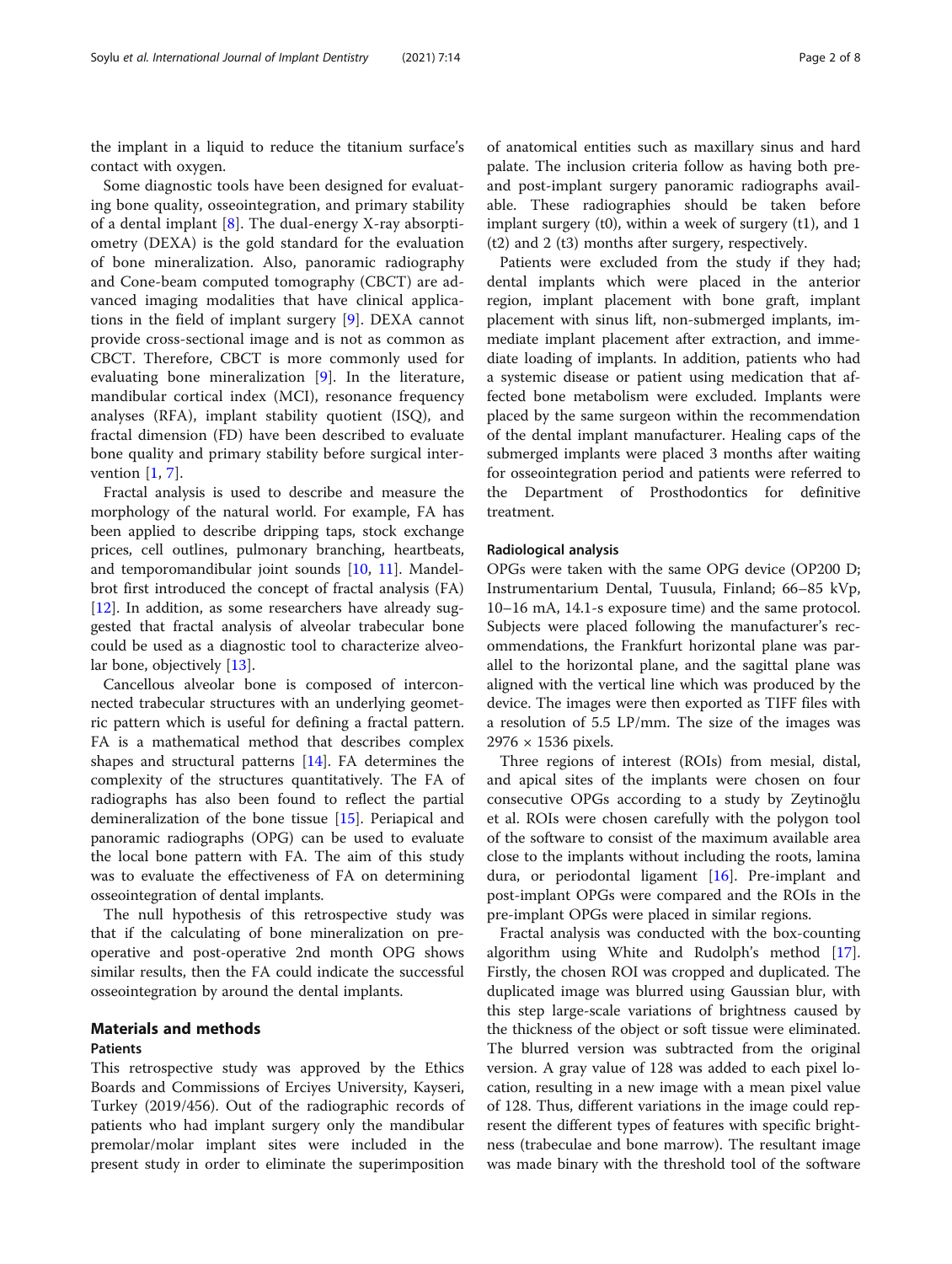the implant in a liquid to reduce the titanium surface's contact with oxygen.

Some diagnostic tools have been designed for evaluating bone quality, osseointegration, and primary stability of a dental implant [8]. The dual-energy X-ray absorptiometry (DEXA) is the gold standard for the evaluation of bone mineralization. Also, panoramic radiography and Cone-beam computed tomography (CBCT) are advanced imaging modalities that have clinical applications in the field of implant surgery [9]. DEXA cannot provide cross-sectional image and is not as common as CBCT. Therefore, CBCT is more commonly used for evaluating bone mineralization [9]. In the literature, mandibular cortical index (MCI), resonance frequency analyses (RFA), implant stability quotient (ISQ), and fractal dimension (FD) have been described to evaluate bone quality and primary stability before surgical intervention [1, 7].

Fractal analysis is used to describe and measure the morphology of the natural world. For example, FA has been applied to describe dripping taps, stock exchange prices, cell outlines, pulmonary branching, heartbeats, and temporomandibular joint sounds [10, 11]. Mandelbrot first introduced the concept of fractal analysis (FA) [12]. In addition, as some researchers have already suggested that fractal analysis of alveolar trabecular bone could be used as a diagnostic tool to characterize alveolar bone, objectively [13].

Cancellous alveolar bone is composed of interconnected trabecular structures with an underlying geometric pattern which is useful for defining a fractal pattern. FA is a mathematical method that describes complex shapes and structural patterns [14]. FA determines the complexity of the structures quantitatively. The FA of radiographs has also been found to reflect the partial demineralization of the bone tissue [15]. Periapical and panoramic radiographs (OPG) can be used to evaluate the local bone pattern with FA. The aim of this study was to evaluate the effectiveness of FA on determining osseointegration of dental implants.

The null hypothesis of this retrospective study was that if the calculating of bone mineralization on preoperative and post-operative 2nd month OPG shows similar results, then the FA could indicate the successful osseointegration by around the dental implants.

## Materials and methods

### Patients

This retrospective study was approved by the Ethics Boards and Commissions of Erciyes University, Kayseri, Turkey (2019/456). Out of the radiographic records of patients who had implant surgery only the mandibular premolar/molar implant sites were included in the present study in order to eliminate the superimposition of anatomical entities such as maxillary sinus and hard palate. The inclusion criteria follow as having both pre- and post-implant surgery panoramic radiographs available. These radiographies should be taken before implant surgery (t0), within a week of surgery (t1), and 1 (t2) and 2 (t3) months after surgery, respectively.

Patients were excluded from the study if they had; dental implants which were placed in the anterior region, implant placement with bone graft, implant placement with sinus lift, non-submerged implants, immediate implant placement after extraction, and immediate loading of implants. In addition, patients who had a systemic disease or patient using medication that affected bone metabolism were excluded. Implants were placed by the same surgeon within the recommendation of the dental implant manufacturer. Healing caps of the submerged implants were placed 3 months after waiting for osseointegration period and patients were referred to the Department of Prosthodontics for definitive treatment.

### Radiological analysis

OPGs were taken with the same OPG device (OP200 D; Instrumentarium Dental, Tuusula, Finland; 66–85 kVp, 10–16 mA, 14.1-s exposure time) and the same protocol. Subjects were placed following the manufacturer's recommendations, the Frankfurt horizontal plane was parallel to the horizontal plane, and the sagittal plane was aligned with the vertical line which was produced by the device. The images were then exported as TIFF files with a resolution of 5.5 LP/mm. The size of the images was 2976 × 1536 pixels.

Three regions of interest (ROIs) from mesial, distal, and apical sites of the implants were chosen on four consecutive OPGs according to a study by Zeytinoğlu et al. ROIs were chosen carefully with the polygon tool of the software to consist of the maximum available area close to the implants without including the roots, lamina dura, or periodontal ligament [16]. Pre-implant and post-implant OPGs were compared and the ROIs in the pre-implant OPGs were placed in similar regions.

Fractal analysis was conducted with the box-counting algorithm using White and Rudolph's method [17]. Firstly, the chosen ROI was cropped and duplicated. The duplicated image was blurred using Gaussian blur, with this step large-scale variations of brightness caused by the thickness of the object or soft tissue were eliminated. The blurred version was subtracted from the original version. A gray value of 128 was added to each pixel location, resulting in a new image with a mean pixel value of 128. Thus, different variations in the image could represent the different types of features with specific brightness (trabeculae and bone marrow). The resultant image was made binary with the threshold tool of the software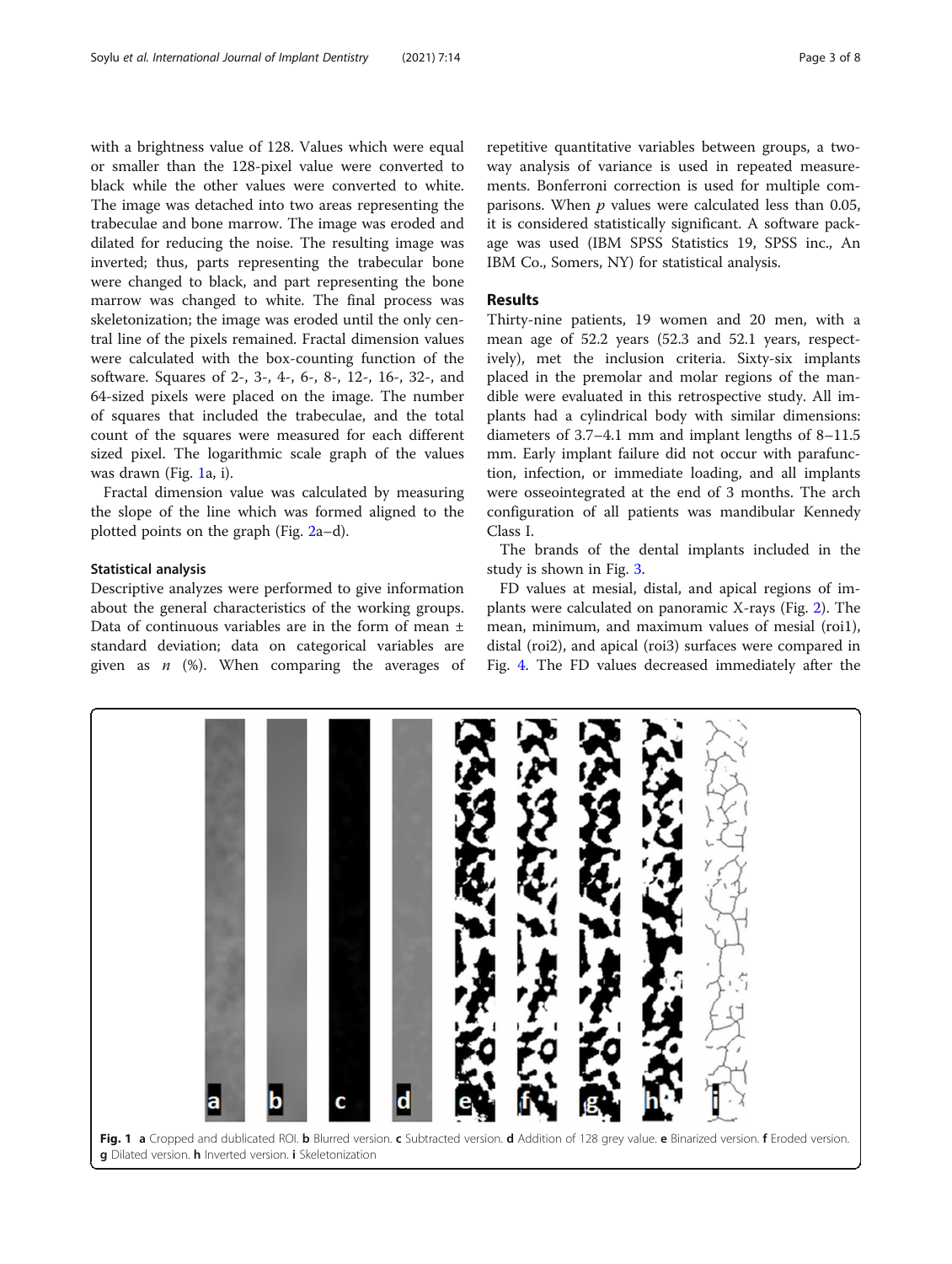with a brightness value of 128. Values which were equal or smaller than the 128-pixel value were converted to black while the other values were converted to white. The image was detached into two areas representing the trabeculae and bone marrow. The image was eroded and dilated for reducing the noise. The resulting image was inverted; thus, parts representing the trabecular bone were changed to black, and part representing the bone marrow was changed to white. The final process was skeletonization; the image was eroded until the only central line of the pixels remained. Fractal dimension values were calculated with the box-counting function of the software. Squares of 2-, 3-, 4-, 6-, 8-, 12-, 16-, 32-, and 64-sized pixels were placed on the image. The number of squares that included the trabeculae, and the total count of the squares were measured for each different sized pixel. The logarithmic scale graph of the values was drawn (Fig. 1a, i).

Fractal dimension value was calculated by measuring the slope of the line which was formed aligned to the plotted points on the graph (Fig. 2a–d).

### Statistical analysis

Descriptive analyzes were performed to give information about the general characteristics of the working groups. Data of continuous variables are in the form of mean ± standard deviation; data on categorical variables are given as *n* (%). When comparing the averages of repetitive quantitative variables between groups, a two-way analysis of variance is used in repeated measurements. Bonferroni correction is used for multiple comparisons. When *p* values were calculated less than 0.05, it is considered statistically significant. A software package was used (IBM SPSS Statistics 19, SPSS inc., An IBM Co., Somers, NY) for statistical analysis.

## Results

Thirty-nine patients, 19 women and 20 men, with a mean age of 52.2 years (52.3 and 52.1 years, respectively), met the inclusion criteria. Sixty-six implants placed in the premolar and molar regions of the mandible were evaluated in this retrospective study. All implants had a cylindrical body with similar dimensions: diameters of 3.7–4.1 mm and implant lengths of 8–11.5 mm. Early implant failure did not occur with parafunction, infection, or immediate loading, and all implants were osseointegrated at the end of 3 months. The arch configuration of all patients was mandibular Kennedy Class I.

The brands of the dental implants included in the study is shown in Fig. 3.

FD values at mesial, distal, and apical regions of implants were calculated on panoramic X-rays (Fig. 2). The mean, minimum, and maximum values of mesial (roi1), distal (roi2), and apical (roi3) surfaces were compared in Fig. 4. The FD values decreased immediately after the

**Fig. 1** **a** Cropped and dublicated ROI. **b** Blurred version. **c** Subtracted version. **d** Addition of 128 grey value. **e** Binarized version. **f** Eroded version. **g** Dilated version. **h** Inverted version. **i** Skeletonization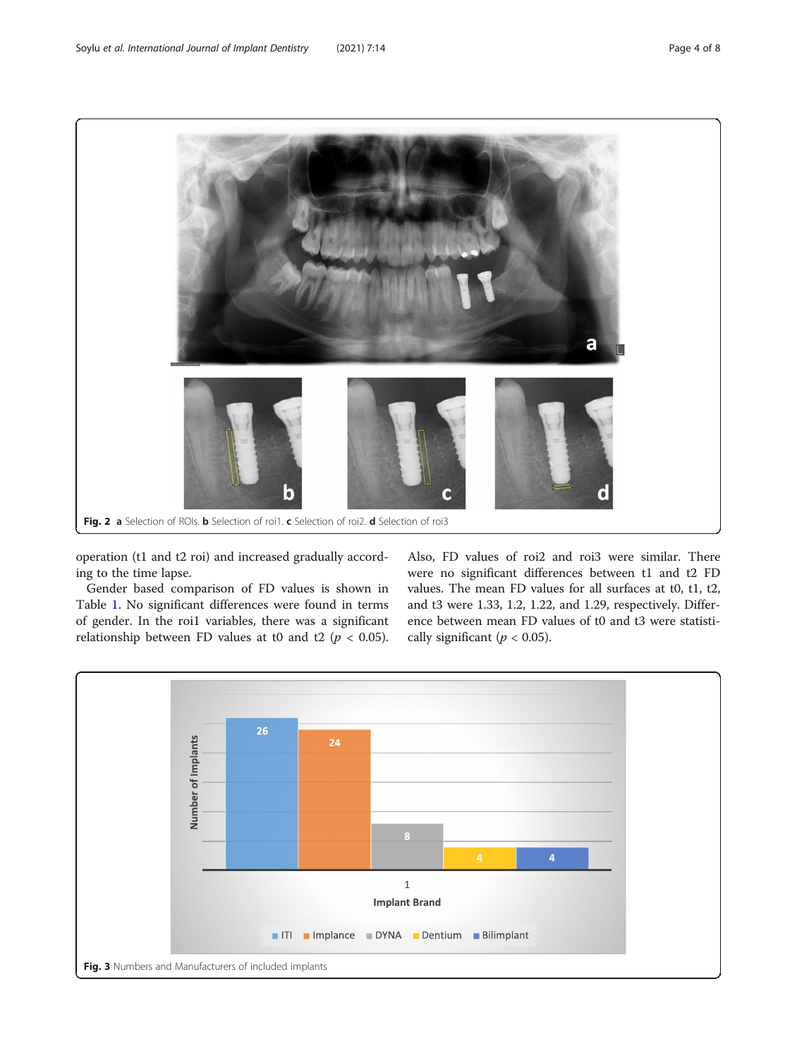Fig. 2 **a** Selection of ROIs. **b** Selection of roi1. **c** Selection of roi2. **d** Selection of roi3

operation (t1 and t2 roi) and increased gradually according to the time lapse.

Gender based comparison of FD values is shown in Table 1. No significant differences were found in terms of gender. In the roi1 variables, there was a significant relationship between FD values at t0 and t2 ($p < 0.05$). Also, FD values of roi2 and roi3 were similar. There were no significant differences between t1 and t2 FD values. The mean FD values for all surfaces at t0, t1, t2, and t3 were 1.33, 1.2, 1.22, and 1.29, respectively. Difference between mean FD values of t0 and t3 were statistically significant ($p < 0.05$).

**Fig. 3** Numbers and Manufacturers of included implants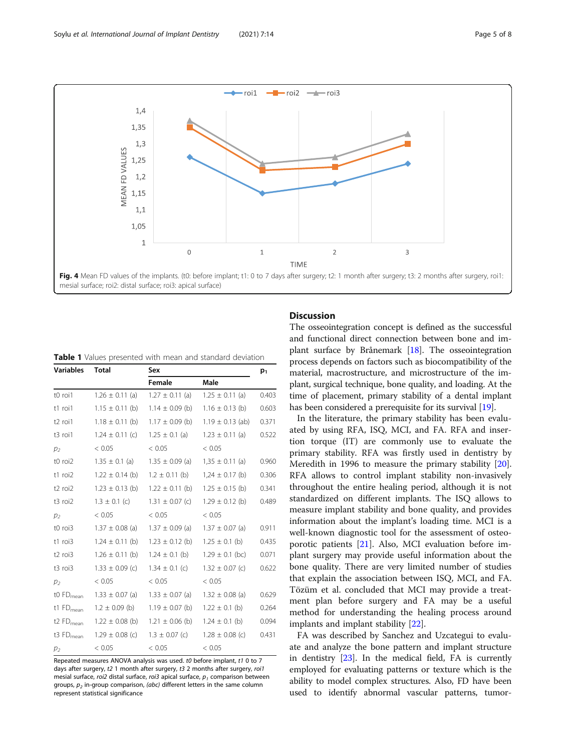Fig. 4 Mean FD values of the implants. (t0: before implant; t1: 0 to 7 days after surgery; t2: 1 month after surgery; t3: 2 months after surgery, roi1: mesial surface; roi2: distal surface; roi3: apical surface)

**Table 1** Values presented with mean and standard deviation

| Variables | Total | Sex | | $p_1$ |
|---|---|---|---|---|
| | | Female | Male | |
| t0 roi1 | 1.26 ± 0.11 (a) | 1.27 ± 0.11 (a) | 1.25 ± 0.11 (a) | 0.403 |
| t1 roi1 | 1.15 ± 0.11 (b) | 1.14 ± 0.09 (b) | 1.16 ± 0.13 (b) | 0.603 |
| t2 roi1 | 1.18 ± 0.11 (b) | 1.17 ± 0.09 (b) | 1.19 ± 0.13 (ab) | 0.371 |
| t3 roi1 | 1.24 ± 0.11 (c) | 1.25 ± 0.1 (a) | 1.23 ± 0.11 (a) | 0.522 |
| $p_2$ | < 0.05 | < 0.05 | < 0.05 | |
| t0 roi2 | 1.35 ± 0.1 (a) | 1.35 ± 0.09 (a) | 1,35 ± 0.11 (a) | 0.960 |
| t1 roi2 | 1.22 ± 0.14 (b) | 1.2 ± 0.11 (b) | 1,24 ± 0.17 (b) | 0.306 |
| t2 roi2 | 1.23 ± 0.13 (b) | 1.22 ± 0.11 (b) | 1.25 ± 0.15 (b) | 0.341 |
| t3 roi2 | 1.3 ± 0.1 (c) | 1.31 ± 0.07 (c) | 1.29 ± 0.12 (b) | 0.489 |
| $p_2$ | < 0.05 | < 0.05 | < 0.05 | |
| t0 roi3 | 1.37 ± 0.08 (a) | 1.37 ± 0.09 (a) | 1.37 ± 0.07 (a) | 0.911 |
| t1 roi3 | 1.24 ± 0.11 (b) | 1.23 ± 0.12 (b) | 1.25 ± 0.1 (b) | 0.435 |
| t2 roi3 | 1.26 ± 0.11 (b) | 1.24 ± 0.1 (b) | 1.29 ± 0.1 (bc) | 0.071 |
| t3 roi3 | 1.33 ± 0.09 (c) | 1.34 ± 0.1 (c) | 1.32 ± 0.07 (c) | 0.622 |
| $p_2$ | < 0.05 | < 0.05 | < 0.05 | |
| t0 $FD_{mean}$ | 1.33 ± 0.07 (a) | 1.33 ± 0.07 (a) | 1.32 ± 0.08 (a) | 0.629 |
| t1 $FD_{mean}$ | 1.2 ± 0.09 (b) | 1.19 ± 0.07 (b) | 1.22 ± 0.1 (b) | 0.264 |
| t2 $FD_{mean}$ | 1.22 ± 0.08 (b) | 1.21 ± 0.06 (b) | 1.24 ± 0.1 (b) | 0.094 |
| t3 $FD_{mean}$ | 1.29 ± 0.08 (c) | 1.3 ± 0.07 (c) | 1.28 ± 0.08 (c) | 0.431 |
| $p_2$ | < 0.05 | < 0.05 | < 0.05 | |

Repeated measures ANOVA analysis was used. *t0* before implant, *t1* 0 to 7 days after surgery, *t2* 1 month after surgery, *t3* 2 months after surgery, *roi1* mesial surface, *roi2* distal surface, *roi3* apical surface, $p_1$ comparison between groups, $p_2$ in-group comparison, *(abc)* different letters in the same column represent statistical significance

## Discussion

The osseointegration concept is defined as the successful and functional direct connection between bone and implant surface by Brånemark [18]. The osseointegration process depends on factors such as biocompatibility of the material, macrostructure, and microstructure of the implant, surgical technique, bone quality, and loading. At the time of placement, primary stability of a dental implant has been considered a prerequisite for its survival [19].

In the literature, the primary stability has been evaluated by using RFA, ISQ, MCI, and FA. RFA and insertion torque (IT) are commonly use to evaluate the primary stability. RFA was firstly used in dentistry by Meredith in 1996 to measure the primary stability [20]. RFA allows to control implant stability non-invasively throughout the entire healing period, although it is not standardized on different implants. The ISQ allows to measure implant stability and bone quality, and provides information about the implant's loading time. MCI is a well-known diagnostic tool for the assessment of osteoporotic patients [21]. Also, MCI evaluation before implant surgery may provide useful information about the bone quality. There are very limited number of studies that explain the association between ISQ, MCI, and FA. Tözüm et al. concluded that MCI may provide a treatment plan before surgery and FA may be a useful method for understanding the healing process around implants and implant stability [22].

FA was described by Sanchez and Uzcategui to evaluate and analyze the bone pattern and implant structure in dentistry [23]. In the medical field, FA is currently employed for evaluating patterns or texture which is the ability to model complex structures. Also, FD have been used to identify abnormal vascular patterns, tumor-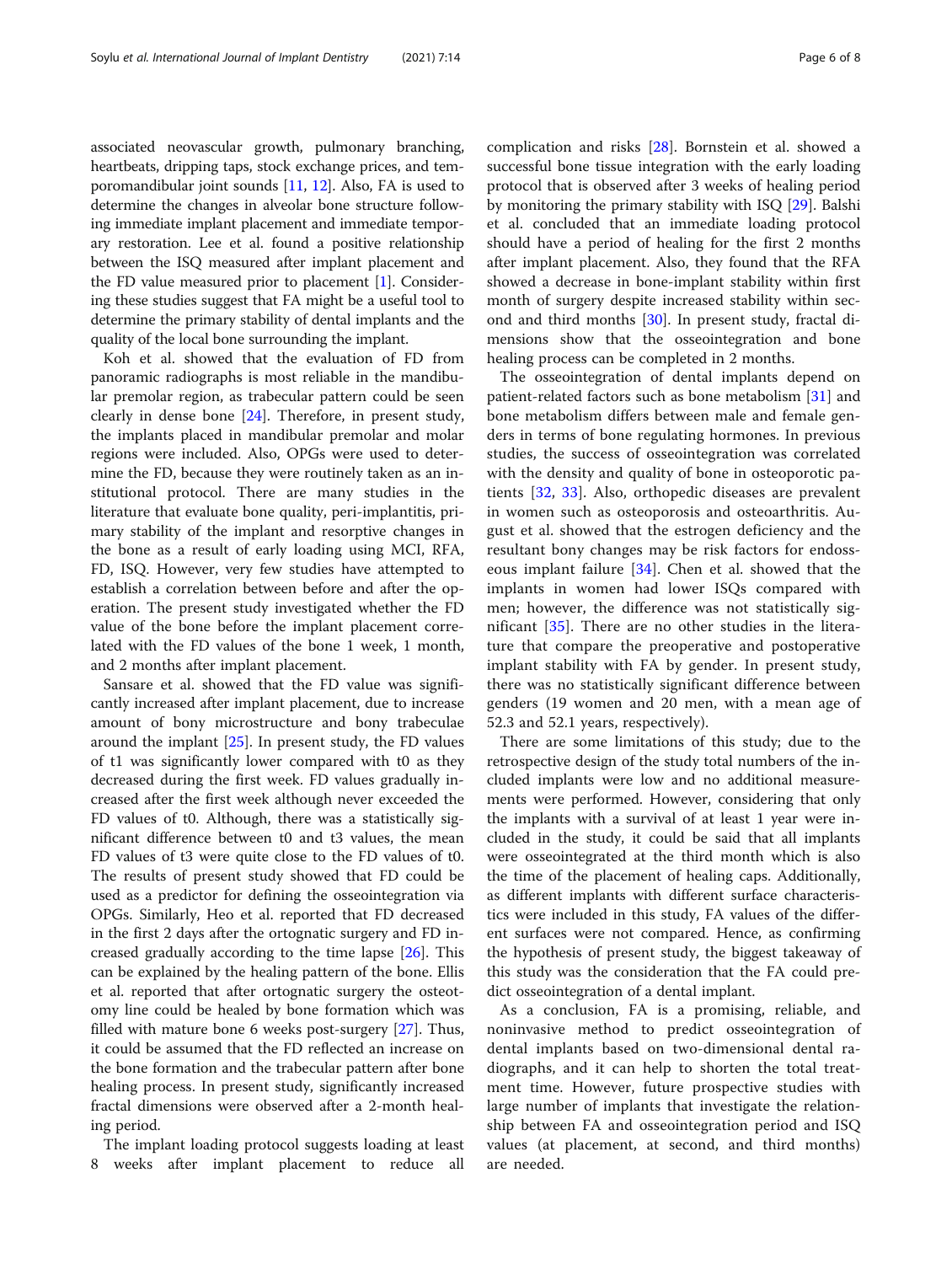associated neovascular growth, pulmonary branching, heartbeats, dripping taps, stock exchange prices, and temporomandibular joint sounds [11, 12]. Also, FA is used to determine the changes in alveolar bone structure following immediate implant placement and immediate temporary restoration. Lee et al. found a positive relationship between the ISQ measured after implant placement and the FD value measured prior to placement [1]. Considering these studies suggest that FA might be a useful tool to determine the primary stability of dental implants and the quality of the local bone surrounding the implant.

Koh et al. showed that the evaluation of FD from panoramic radiographs is most reliable in the mandibular premolar region, as trabecular pattern could be seen clearly in dense bone [24]. Therefore, in present study, the implants placed in mandibular premolar and molar regions were included. Also, OPGs were used to determine the FD, because they were routinely taken as an institutional protocol. There are many studies in the literature that evaluate bone quality, peri-implantitis, primary stability of the implant and resorptive changes in the bone as a result of early loading using MCI, RFA, FD, ISQ. However, very few studies have attempted to establish a correlation between before and after the operation. The present study investigated whether the FD value of the bone before the implant placement correlated with the FD values of the bone 1 week, 1 month, and 2 months after implant placement.

Sansare et al. showed that the FD value was significantly increased after implant placement, due to increase amount of bony microstructure and bony trabeculae around the implant [25]. In present study, the FD values of t1 was significantly lower compared with t0 as they decreased during the first week. FD values gradually increased after the first week although never exceeded the FD values of t0. Although, there was a statistically significant difference between t0 and t3 values, the mean FD values of t3 were quite close to the FD values of t0. The results of present study showed that FD could be used as a predictor for defining the osseointegration via OPGs. Similarly, Heo et al. reported that FD decreased in the first 2 days after the ortognathic surgery and FD increased gradually according to the time lapse [26]. This can be explained by the healing pattern of the bone. Ellis et al. reported that after ortognatic surgery the osteotomy line could be healed by bone formation which was filled with mature bone 6 weeks post-surgery [27]. Thus, it could be assumed that the FD reflected an increase on the bone formation and the trabecular pattern after bone healing process. In present study, significantly increased fractal dimensions were observed after a 2-month healing period.

The implant loading protocol suggests loading at least 8 weeks after implant placement to reduce all complication and risks [28]. Bornstein et al. showed a successful bone tissue integration with the early loading protocol that is observed after 3 weeks of healing period by monitoring the primary stability with ISQ [29]. Balshi et al. concluded that an immediate loading protocol should have a period of healing for the first 2 months after implant placement. Also, they found that the RFA showed a decrease in bone-implant stability within first month of surgery despite increased stability within second and third months [30]. In present study, fractal dimensions show that the osseointegration and bone healing process can be completed in 2 months.

The osseointegration of dental implants depend on patient-related factors such as bone metabolism [31] and bone metabolism differs between male and female genders in terms of bone regulating hormones. In previous studies, the success of osseointegration was correlated with the density and quality of bone in osteoporotic patients [32, 33]. Also, orthopedic diseases are prevalent in women such as osteoporosis and osteoarthritis. August et al. showed that the estrogen deficiency and the resultant bony changes may be risk factors for endosseous implant failure [34]. Chen et al. showed that the implants in women had lower ISQs compared with men; however, the difference was not statistically significant [35]. There are no other studies in the literature that compare the preoperative and postoperative implant stability with FA by gender. In present study, there was no statistically significant difference between genders (19 women and 20 men, with a mean age of 52.3 and 52.1 years, respectively).

There are some limitations of this study; due to the retrospective design of the study total numbers of the included implants were low and no additional measurements were performed. However, considering that only the implants with a survival of at least 1 year were included in the study, it could be said that all implants were osseointegrated at the third month which is also the time of the placement of healing caps. Additionally, as different implants with different surface characteristics were included in this study, FA values of the different surfaces were not compared. Hence, as confirming the hypothesis of present study, the biggest takeaway of this study was the consideration that the FA could predict osseointegration of a dental implant.

As a conclusion, FA is a promising, reliable, and noninvasive method to predict osseointegration of dental implants based on two-dimensional dental radiographs, and it can help to shorten the total treatment time. However, future prospective studies with large number of implants that investigate the relationship between FA and osseointegration period and ISQ values (at placement, at second, and third months) are needed.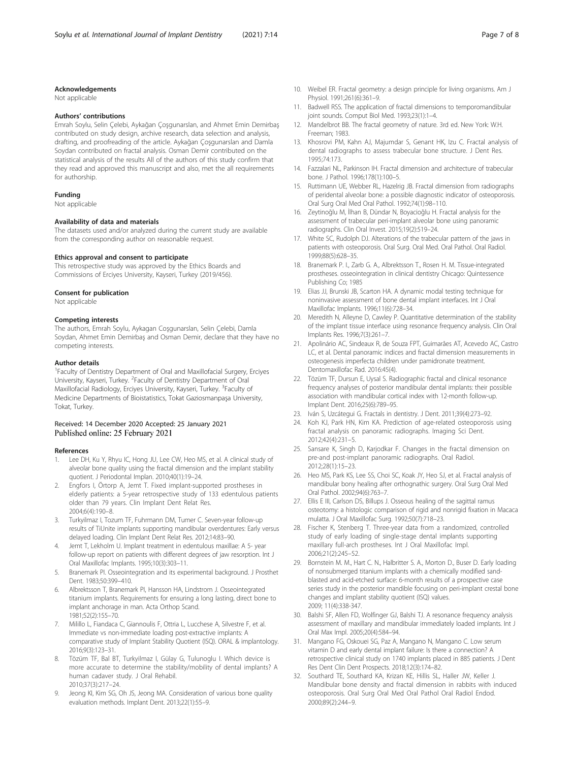### Acknowledgements

Not applicable

### Authors' contributions

Emrah Soylu, Selin Çelebi, Aykağan Çoşgunarslan, and Ahmet Emin Demirbaş contributed on study design, archive research, data selection and analysis, drafting, and proofreading of the article. Aykağan Çoşgunarslan and Damla Soydan contributed on fractal analysis. Osman Demir contributed on the statistical analysis of the results All of the authors of this study confirm that they read and approved this manuscript and also, met the all requirements for authorship.

### Funding

Not applicable

### Availability of data and materials

The datasets used and/or analyzed during the current study are available from the corresponding author on reasonable request.

### Ethics approval and consent to participate

This retrospective study was approved by the Ethics Boards and Commissions of Erciyes University, Kayseri, Turkey (2019/456).

### Consent for publication

Not applicable

### Competing interests

The authors, Emrah Soylu, Aykagan Coşgunarslan, Selin Çelebi, Damla Soydan, Ahmet Emin Demirbaş and Osman Demir, declare that they have no competing interests.

### Author details

[1]Faculty of Dentistry Department of Oral and Maxillofacial Surgery, Erciyes University, Kayseri, Turkey. [2]Faculty of Dentistry Department of Oral Maxillofacial Radiology, Erciyes University, Kayseri, Turkey. [3]Faculty of Medicine Departments of Bioistatistics, Tokat Gaziosmanpaşa University, Tokat, Turkey.

Received: 14 December 2020 Accepted: 25 January 2021
Published online: 25 February 2021

### References

1. Lee DH, Ku Y, Rhyu IC, Hong JU, Lee CW, Heo MS, et al. A clinical study of alveolar bone quality using the fractal dimension and the implant stability quotient. J Periodontal Implan. 2010;40(1):19–24.
2. Engfors I, Örtorp A, Jemt T. Fixed implant-supported prostheses in elderly patients: a 5-year retrospective study of 133 edentulous patients older than 79 years. Clin Implant Dent Relat Res. 2004;6(4):190–8.
3. Turkyilmaz I, Tozum TF, Fuhrmann DM, Tumer C. Seven-year follow-up results of TiUnite implants supporting mandibular overdentures: Early versus delayed loading. Clin Implant Dent Relat Res. 2012;14:83–90.
4. Jemt T, Lekholm U. Implant treatment in edentulous maxillae: A 5- year follow-up report on patients with different degrees of jaw resorption. Int J Oral Maxillofac Implants. 1995;10(3):303–11.
5. Branemark PI. Osseointegration and its experimental background. J Prosthet Dent. 1983;50:399–410.
6. Albrektsson T, Branemark PI, Hansson HA, Lindstrom J. Osseointegrated titanium implants. Requirements for ensuring a long lasting, direct bone to implant anchorage in man. Acta Orthop Scand. 1981;52(2):155–70.
7. Milillo L, Fiandaca C, Giannoulis F, Ottria L, Lucchese A, Silvestre F, et al. Immediate vs non-immediate loading post-extractive implants: A comparative study of Implant Stability Quotient (ISQ). ORAL & implantology. 2016;9(3):123–31.
8. Tözüm TF, Bal BT, Turkyilmaz I, Gülay G, Tulunoglu I. Which device is more accurate to determine the stability/mobility of dental implants? A human cadaver study. J Oral Rehabil. 2010;37(3):217–24.
9. Jeong KI, Kim SG, Oh JS, Jeong MA. Consideration of various bone quality evaluation methods. Implant Dent. 2013;22(1):55–9.
10. Weibel ER. Fractal geometry: a design principle for living organisms. Am J Physiol. 1991;261(6):361–9.
11. Badwell RSS. The application of fractal dimensions to temporomandibular joint sounds. Comput Biol Med. 1993;23(1):1–4.
12. Mandelbrot BB. The fractal geometry of nature. 3rd ed. New York: W.H. Freeman; 1983.
13. Khosrovi PM, Kahn AJ, Majumdar S, Genant HK, Izu C. Fractal analysis of dental radiographs to assess trabecular bone structure. J Dent Res. 1995;74:173.
14. Fazzalari NL, Parkinson IH. Fractal dimension and architecture of trabecular bone. J Pathol. 1996;178(1):100–5.
15. Ruttimann UE, Webber RL, Hazelrig JB. Fractal dimension from radiographs of peridental alveolar bone: a possible diagnostic indicator of osteoporosis. Oral Surg Oral Med Oral Pathol. 1992;74(1):98–110.
16. Zeytinoğlu M, İlhan B, Dündar N, Boyacioğlu H. Fractal analysis for the assessment of trabecular peri-implant alveolar bone using panoramic radiographs. Clin Oral Invest. 2015;19(2):519–24.
17. White SC, Rudolph DJ. Alterations of the trabecular pattern of the jaws in patients with osteoporosis. Oral Surg. Oral Med. Oral Pathol. Oral Radiol. 1999;88(5):628–35.
18. Branemark P. I., Zarb G. A., Albrektsson T., Rosen H. M. Tissue-integrated prostheses. osseointegration in clinical dentistry Chicago: Quintessence Publishing Co; 1985
19. Elias JJ, Brunski JB, Scarton HA. A dynamic modal testing technique for noninvasive assessment of bone dental implant interfaces. Int J Oral Maxillofac Implants. 1996;11(6):728–34.
20. Meredith N, Alleyne D, Cawley P. Quantitative determination of the stability of the implant tissue interface using resonance frequency analysis. Clin Oral Implants Res. 1996;7(3):261–7.
21. Apolinário AC, Sindeaux R, de Souza FPT, Guimarães AT, Acevedo AC, Castro LC, et al. Dental panoramic indices and fractal dimension measurements in osteogenesis imperfecta children under pamidronate treatment. Dentomaxillofac Rad. 2016:45(4).
22. Tözüm TF, Dursun E, Uysal S. Radiographic fractal and clinical resonance frequency analyses of posterior mandibular dental implants: their possible association with mandibular cortical index with 12-month follow-up. Implant Dent. 2016;25(6):789–95.
23. Iván S, Uzcátegui G. Fractals in dentistry. J Dent. 2011;39(4):273–92.
24. Koh KJ, Park HN, Kim KA. Prediction of age-related osteoporosis using fractal analysis on panoramic radiographs. Imaging Sci Dent. 2012;42(4):231–5.
25. Sansare K, Singh D, Karjodkar F. Changes in the fractal dimension on pre-and post-implant panoramic radiographs. Oral Radiol. 2012;28(1):15–23.
26. Heo MS, Park KS, Lee SS, Choi SC, Koak JY, Heo SJ, et al. Fractal analysis of mandibular bony healing after orthognathic surgery. Oral Surg Oral Med Oral Pathol. 2002;94(6):763–7.
27. Ellis E III, Carlson DS, Billups J. Osseous healing of the sagittal ramus osteotomy: a histologic comparison of rigid and nonrigid fixation in Macaca mulatta. J Oral Maxillofac Surg. 1992;50(7):718–23.
28. Fischer K, Stenberg T. Three-year data from a randomized, controlled study of early loading of single-stage dental implants supporting maxillary full-arch prostheses. Int J Oral Maxillofac Impl. 2006;21(2):245–52.
29. Bornstein M. M., Hart C. N., Halbritter S. A., Morton D., Buser D. Early loading of nonsubmerged titanium implants with a chemically modified sand-blasted and acid-etched surface: 6-month results of a prospective case series study in the posterior mandible focusing on peri-implant crestal bone changes and implant stability quotient (ISQ) values. 2009; 11(4):338-347.
30. Balshi SF, Allen FD, Wolfinger GJ, Balshi TJ. A resonance frequency analysis assessment of maxillary and mandibular immediately loaded implants. Int J Oral Max Impl. 2005;20(4):584–94.
31. Mangano FG, Oskouei SG, Paz A, Mangano N, Mangano C. Low serum vitamin D and early dental implant failure: Is there a connection? A retrospective clinical study on 1740 implants placed in 885 patients. J Dent Res Dent Clin Dent Prospects. 2018;12(3):174–82.
32. Southard TE, Southard KA, Krizan KE, Hillis SL, Haller JW, Keller J. Mandibular bone density and fractal dimension in rabbits with induced osteoporosis. Oral Surg Oral Med Oral Pathol Oral Radiol Endod. 2000;89(2):244–9.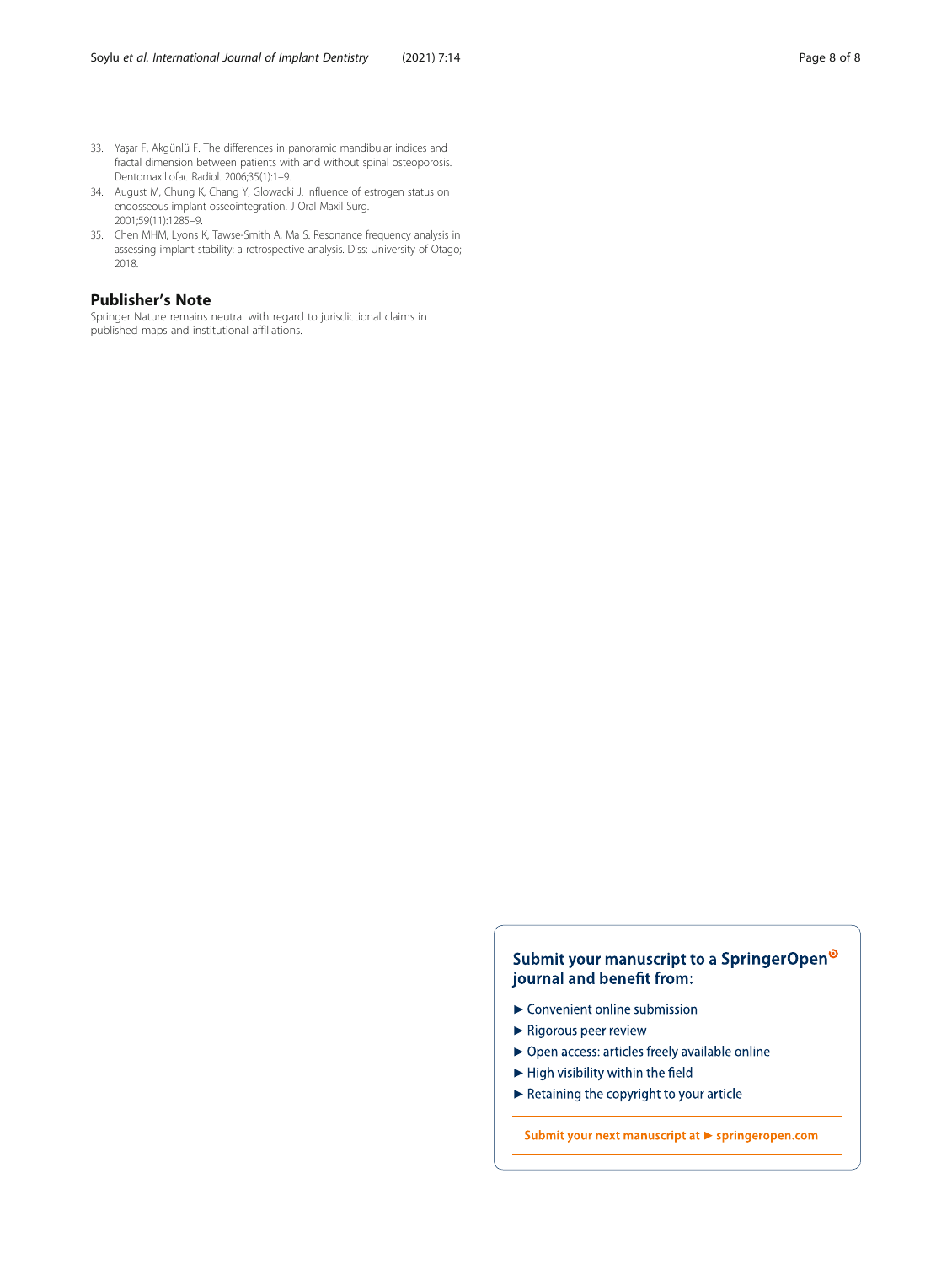33. Yaşar F, Akgünlü F. The differences in panoramic mandibular indices and fractal dimension between patients with and without spinal osteoporosis. Dentomaxillofac Radiol. 2006;35(1):1–9.
34. August M, Chung K, Chang Y, Glowacki J. Influence of estrogen status on endosseous implant osseointegration. J Oral Maxil Surg. 2001;59(11):1285–9.
35. Chen MHM, Lyons K, Tawse-Smith A, Ma S. Resonance frequency analysis in assessing implant stability: a retrospective analysis. Diss: University of Otago; 2018.

## Publisher's Note

Springer Nature remains neutral with regard to jurisdictional claims in published maps and institutional affiliations.

**Submit your manuscript to a SpringerOpen journal and benefit from:**

- ► Convenient online submission
- ► Rigorous peer review
- ► Open access: articles freely available online
- ► High visibility within the field
- ► Retaining the copyright to your article

**Submit your next manuscript at ► springeropen.com**